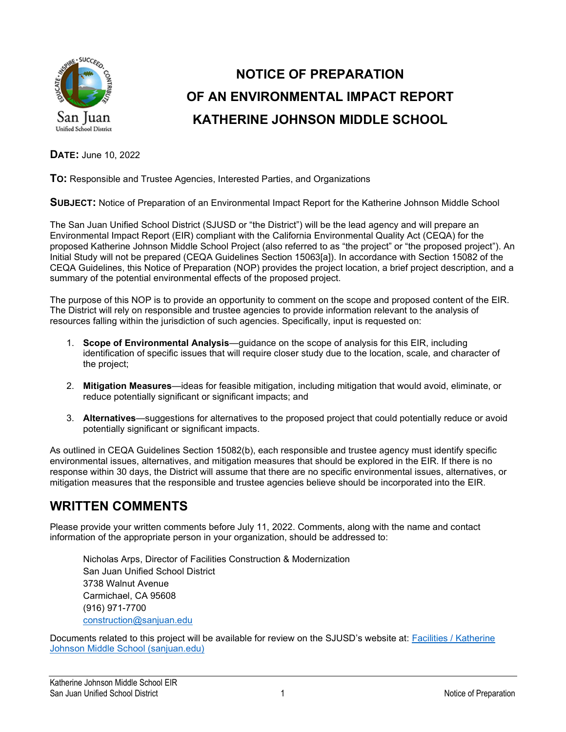# NOTICE OF PREPARATION OF AN ENVIRONMENTAL IMPACT REPORT KATHERINE JOHNSON MIDDLE SCHOOL

**DATE:** June 10, 2022

**TO:** Responsible and Trustee Agencies, Interested Parties, and Organizations

**SUBJECT:** Notice of Preparation of an Environmental Impact Report for the Katherine Johnson Middle School

The San Juan Unified School District (SJUSD or "the District") will be the lead agency and will prepare an Environmental Impact Report (EIR) compliant with the California Environmental Quality Act (CEQA) for the proposed Katherine Johnson Middle School Project (also referred to as "the project" or "the proposed project"). An Initial Study will not be prepared (CEQA Guidelines Section 15063[a]). In accordance with Section 15082 of the CEQA Guidelines, this Notice of Preparation (NOP) provides the project location, a brief project description, and a summary of the potential environmental effects of the proposed project.

The purpose of this NOP is to provide an opportunity to comment on the scope and proposed content of the EIR. The District will rely on responsible and trustee agencies to provide information relevant to the analysis of resources falling within the jurisdiction of such agencies. Specifically, input is requested on:

1. **Scope of Environmental Analysis**—guidance on the scope of analysis for this EIR, including identification of specific issues that will require closer study due to the location, scale, and character of the project;
2. **Mitigation Measures**—ideas for feasible mitigation, including mitigation that would avoid, eliminate, or reduce potentially significant or significant impacts; and
3. **Alternatives**—suggestions for alternatives to the proposed project that could potentially reduce or avoid potentially significant or significant impacts.

As outlined in CEQA Guidelines Section 15082(b), each responsible and trustee agency must identify specific environmental issues, alternatives, and mitigation measures that should be explored in the EIR. If there is no response within 30 days, the District will assume that there are no specific environmental issues, alternatives, or mitigation measures that the responsible and trustee agencies believe should be incorporated into the EIR.

## WRITTEN COMMENTS

Please provide your written comments before July 11, 2022. Comments, along with the name and contact information of the appropriate person in your organization, should be addressed to:

Nicholas Arps, Director of Facilities Construction & Modernization
San Juan Unified School District
3738 Walnut Avenue
Carmichael, CA 95608
(916) 971-7700
construction@sanjuan.edu

Documents related to this project will be available for review on the SJUSD's website at: Facilities / Katherine Johnson Middle School (sanjuan.edu)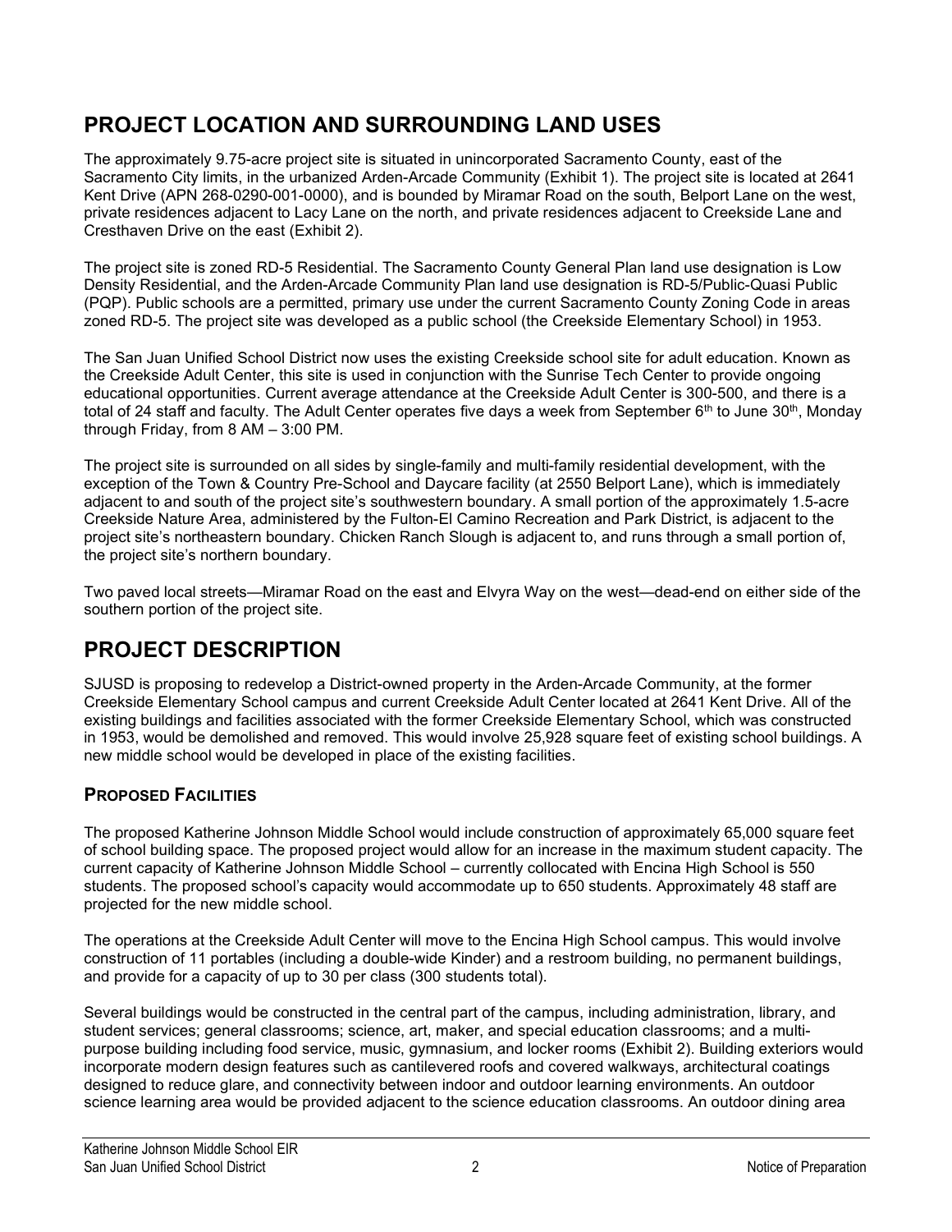## PROJECT LOCATION AND SURROUNDING LAND USES

The approximately 9.75-acre project site is situated in unincorporated Sacramento County, east of the Sacramento City limits, in the urbanized Arden-Arcade Community (Exhibit 1). The project site is located at 2641 Kent Drive (APN 268-0290-001-0000), and is bounded by Miramar Road on the south, Belport Lane on the west, private residences adjacent to Lacy Lane on the north, and private residences adjacent to Creekside Lane and Cresthaven Drive on the east (Exhibit 2).

The project site is zoned RD-5 Residential. The Sacramento County General Plan land use designation is Low Density Residential, and the Arden-Arcade Community Plan land use designation is RD-5/Public-Quasi Public (PQP). Public schools are a permitted, primary use under the current Sacramento County Zoning Code in areas zoned RD-5. The project site was developed as a public school (the Creekside Elementary School) in 1953.

The San Juan Unified School District now uses the existing Creekside school site for adult education. Known as the Creekside Adult Center, this site is used in conjunction with the Sunrise Tech Center to provide ongoing educational opportunities. Current average attendance at the Creekside Adult Center is 300-500, and there is a total of 24 staff and faculty. The Adult Center operates five days a week from September 6th to June 30th, Monday through Friday, from 8 AM – 3:00 PM.

The project site is surrounded on all sides by single-family and multi-family residential development, with the exception of the Town & Country Pre-School and Daycare facility (at 2550 Belport Lane), which is immediately adjacent to and south of the project site's southwestern boundary. A small portion of the approximately 1.5-acre Creekside Nature Area, administered by the Fulton-El Camino Recreation and Park District, is adjacent to the project site's northeastern boundary. Chicken Ranch Slough is adjacent to, and runs through a small portion of, the project site's northern boundary.

Two paved local streets—Miramar Road on the east and Elvyra Way on the west—dead-end on either side of the southern portion of the project site.

## PROJECT DESCRIPTION

SJUSD is proposing to redevelop a District-owned property in the Arden-Arcade Community, at the former Creekside Elementary School campus and current Creekside Adult Center located at 2641 Kent Drive. All of the existing buildings and facilities associated with the former Creekside Elementary School, which was constructed in 1953, would be demolished and removed. This would involve 25,928 square feet of existing school buildings. A new middle school would be developed in place of the existing facilities.

### PROPOSED FACILITIES

The proposed Katherine Johnson Middle School would include construction of approximately 65,000 square feet of school building space. The proposed project would allow for an increase in the maximum student capacity. The current capacity of Katherine Johnson Middle School – currently collocated with Encina High School is 550 students. The proposed school's capacity would accommodate up to 650 students. Approximately 48 staff are projected for the new middle school.

The operations at the Creekside Adult Center will move to the Encina High School campus. This would involve construction of 11 portables (including a double-wide Kinder) and a restroom building, no permanent buildings, and provide for a capacity of up to 30 per class (300 students total).

Several buildings would be constructed in the central part of the campus, including administration, library, and student services; general classrooms; science, art, maker, and special education classrooms; and a multi-purpose building including food service, music, gymnasium, and locker rooms (Exhibit 2). Building exteriors would incorporate modern design features such as cantilevered roofs and covered walkways, architectural coatings designed to reduce glare, and connectivity between indoor and outdoor learning environments. An outdoor science learning area would be provided adjacent to the science education classrooms. An outdoor dining area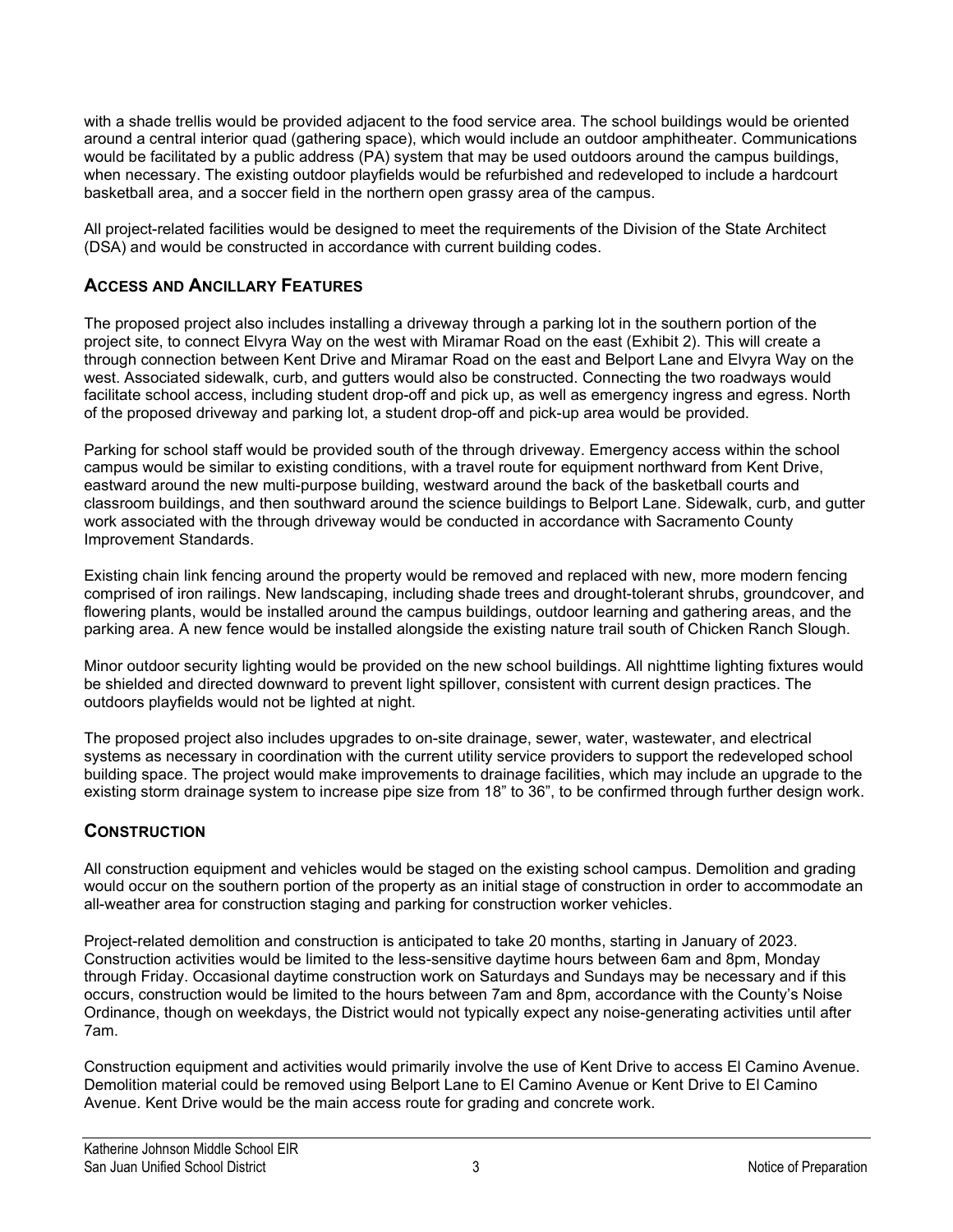with a shade trellis would be provided adjacent to the food service area. The school buildings would be oriented around a central interior quad (gathering space), which would include an outdoor amphitheater. Communications would be facilitated by a public address (PA) system that may be used outdoors around the campus buildings, when necessary. The existing outdoor playfields would be refurbished and redeveloped to include a hardcourt basketball area, and a soccer field in the northern open grassy area of the campus.

All project-related facilities would be designed to meet the requirements of the Division of the State Architect (DSA) and would be constructed in accordance with current building codes.

## Access and Ancillary Features

The proposed project also includes installing a driveway through a parking lot in the southern portion of the project site, to connect Elvyra Way on the west with Miramar Road on the east (Exhibit 2). This will create a through connection between Kent Drive and Miramar Road on the east and Belport Lane and Elvyra Way on the west. Associated sidewalk, curb, and gutters would also be constructed. Connecting the two roadways would facilitate school access, including student drop-off and pick up, as well as emergency ingress and egress. North of the proposed driveway and parking lot, a student drop-off and pick-up area would be provided.

Parking for school staff would be provided south of the through driveway. Emergency access within the school campus would be similar to existing conditions, with a travel route for equipment northward from Kent Drive, eastward around the new multi-purpose building, westward around the back of the basketball courts and classroom buildings, and then southward around the science buildings to Belport Lane. Sidewalk, curb, and gutter work associated with the through driveway would be conducted in accordance with Sacramento County Improvement Standards.

Existing chain link fencing around the property would be removed and replaced with new, more modern fencing comprised of iron railings. New landscaping, including shade trees and drought-tolerant shrubs, groundcover, and flowering plants, would be installed around the campus buildings, outdoor learning and gathering areas, and the parking area. A new fence would be installed alongside the existing nature trail south of Chicken Ranch Slough.

Minor outdoor security lighting would be provided on the new school buildings. All nighttime lighting fixtures would be shielded and directed downward to prevent light spillover, consistent with current design practices. The outdoors playfields would not be lighted at night.

The proposed project also includes upgrades to on-site drainage, sewer, water, wastewater, and electrical systems as necessary in coordination with the current utility service providers to support the redeveloped school building space. The project would make improvements to drainage facilities, which may include an upgrade to the existing storm drainage system to increase pipe size from 18" to 36", to be confirmed through further design work.

## Construction

All construction equipment and vehicles would be staged on the existing school campus. Demolition and grading would occur on the southern portion of the property as an initial stage of construction in order to accommodate an all-weather area for construction staging and parking for construction worker vehicles.

Project-related demolition and construction is anticipated to take 20 months, starting in January of 2023. Construction activities would be limited to the less-sensitive daytime hours between 6am and 8pm, Monday through Friday. Occasional daytime construction work on Saturdays and Sundays may be necessary and if this occurs, construction would be limited to the hours between 7am and 8pm, accordance with the County's Noise Ordinance, though on weekdays, the District would not typically expect any noise-generating activities until after 7am.

Construction equipment and activities would primarily involve the use of Kent Drive to access El Camino Avenue. Demolition material could be removed using Belport Lane to El Camino Avenue or Kent Drive to El Camino Avenue. Kent Drive would be the main access route for grading and concrete work.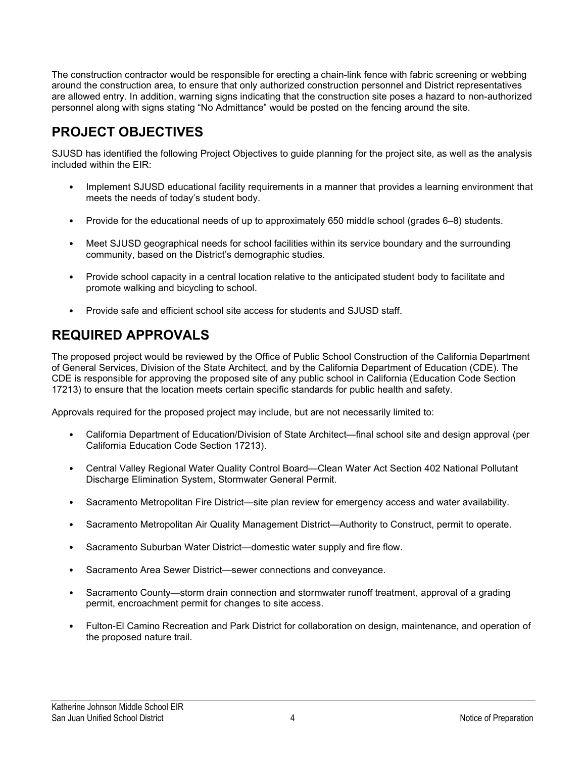The construction contractor would be responsible for erecting a chain-link fence with fabric screening or webbing around the construction area, to ensure that only authorized construction personnel and District representatives are allowed entry. In addition, warning signs indicating that the construction site poses a hazard to non-authorized personnel along with signs stating "No Admittance" would be posted on the fencing around the site.

## PROJECT OBJECTIVES

SJUSD has identified the following Project Objectives to guide planning for the project site, as well as the analysis included within the EIR:

- Implement SJUSD educational facility requirements in a manner that provides a learning environment that meets the needs of today's student body.
- Provide for the educational needs of up to approximately 650 middle school (grades 6–8) students.
- Meet SJUSD geographical needs for school facilities within its service boundary and the surrounding community, based on the District's demographic studies.
- Provide school capacity in a central location relative to the anticipated student body to facilitate and promote walking and bicycling to school.
- Provide safe and efficient school site access for students and SJUSD staff.

## REQUIRED APPROVALS

The proposed project would be reviewed by the Office of Public School Construction of the California Department of General Services, Division of the State Architect, and by the California Department of Education (CDE). The CDE is responsible for approving the proposed site of any public school in California (Education Code Section 17213) to ensure that the location meets certain specific standards for public health and safety.

Approvals required for the proposed project may include, but are not necessarily limited to:

- California Department of Education/Division of State Architect—final school site and design approval (per California Education Code Section 17213).
- Central Valley Regional Water Quality Control Board—Clean Water Act Section 402 National Pollutant Discharge Elimination System, Stormwater General Permit.
- Sacramento Metropolitan Fire District—site plan review for emergency access and water availability.
- Sacramento Metropolitan Air Quality Management District—Authority to Construct, permit to operate.
- Sacramento Suburban Water District—domestic water supply and fire flow.
- Sacramento Area Sewer District—sewer connections and conveyance.
- Sacramento County—storm drain connection and stormwater runoff treatment, approval of a grading permit, encroachment permit for changes to site access.
- Fulton-El Camino Recreation and Park District for collaboration on design, maintenance, and operation of the proposed nature trail.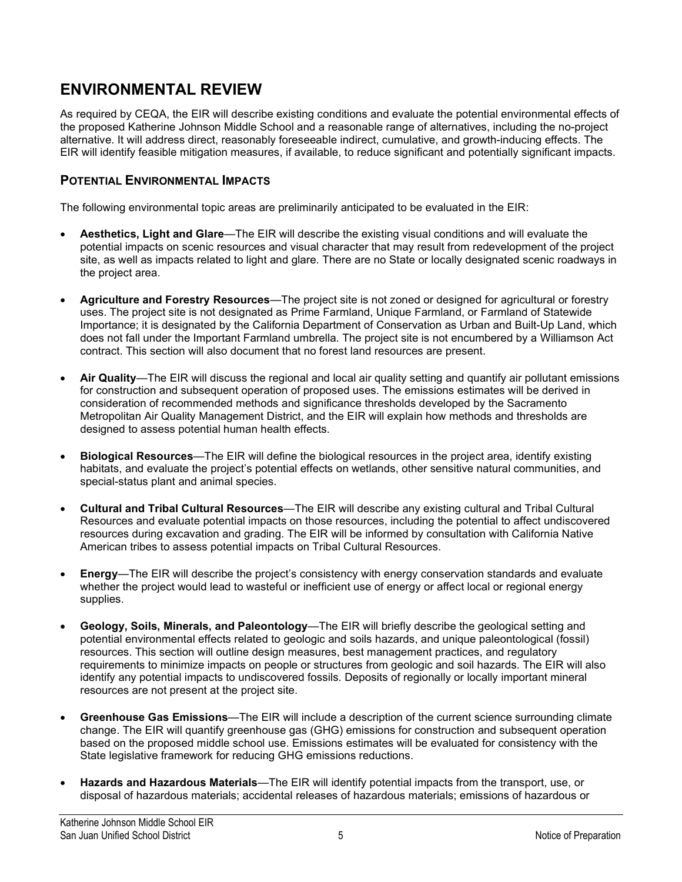# ENVIRONMENTAL REVIEW

As required by CEQA, the EIR will describe existing conditions and evaluate the potential environmental effects of the proposed Katherine Johnson Middle School and a reasonable range of alternatives, including the no-project alternative. It will address direct, reasonably foreseeable indirect, cumulative, and growth-inducing effects. The EIR will identify feasible mitigation measures, if available, to reduce significant and potentially significant impacts.

## POTENTIAL ENVIRONMENTAL IMPACTS

The following environmental topic areas are preliminarily anticipated to be evaluated in the EIR:

- **Aesthetics, Light and Glare**—The EIR will describe the existing visual conditions and will evaluate the potential impacts on scenic resources and visual character that may result from redevelopment of the project site, as well as impacts related to light and glare. There are no State or locally designated scenic roadways in the project area.

- **Agriculture and Forestry Resources**—The project site is not zoned or designed for agricultural or forestry uses. The project site is not designated as Prime Farmland, Unique Farmland, or Farmland of Statewide Importance; it is designated by the California Department of Conservation as Urban and Built-Up Land, which does not fall under the Important Farmland umbrella. The project site is not encumbered by a Williamson Act contract. This section will also document that no forest land resources are present.

- **Air Quality**—The EIR will discuss the regional and local air quality setting and quantify air pollutant emissions for construction and subsequent operation of proposed uses. The emissions estimates will be derived in consideration of recommended methods and significance thresholds developed by the Sacramento Metropolitan Air Quality Management District, and the EIR will explain how methods and thresholds are designed to assess potential human health effects.

- **Biological Resources**—The EIR will define the biological resources in the project area, identify existing habitats, and evaluate the project's potential effects on wetlands, other sensitive natural communities, and special-status plant and animal species.

- **Cultural and Tribal Cultural Resources**—The EIR will describe any existing cultural and Tribal Cultural Resources and evaluate potential impacts on those resources, including the potential to affect undiscovered resources during excavation and grading. The EIR will be informed by consultation with California Native American tribes to assess potential impacts on Tribal Cultural Resources.

- **Energy**—The EIR will describe the project's consistency with energy conservation standards and evaluate whether the project would lead to wasteful or inefficient use of energy or affect local or regional energy supplies.

- **Geology, Soils, Minerals, and Paleontology**—The EIR will briefly describe the geological setting and potential environmental effects related to geologic and soils hazards, and unique paleontological (fossil) resources. This section will outline design measures, best management practices, and regulatory requirements to minimize impacts on people or structures from geologic and soil hazards. The EIR will also identify any potential impacts to undiscovered fossils. Deposits of regionally or locally important mineral resources are not present at the project site.

- **Greenhouse Gas Emissions**—The EIR will include a description of the current science surrounding climate change. The EIR will quantify greenhouse gas (GHG) emissions for construction and subsequent operation based on the proposed middle school use. Emissions estimates will be evaluated for consistency with the State legislative framework for reducing GHG emissions reductions.

- **Hazards and Hazardous Materials**—The EIR will identify potential impacts from the transport, use, or disposal of hazardous materials; accidental releases of hazardous materials; emissions of hazardous or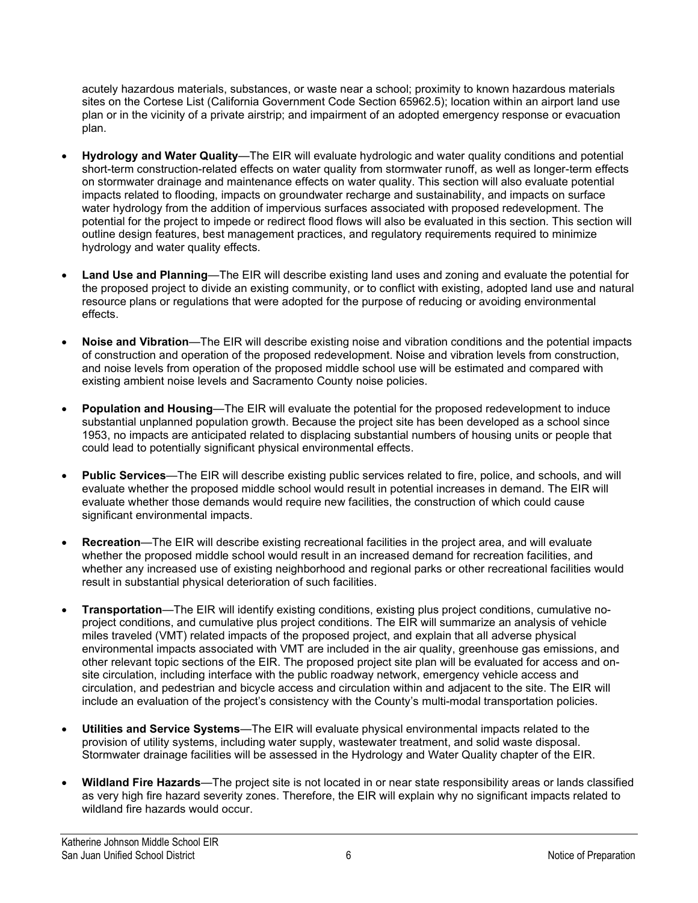acutely hazardous materials, substances, or waste near a school; proximity to known hazardous materials sites on the Cortese List (California Government Code Section 65962.5); location within an airport land use plan or in the vicinity of a private airstrip; and impairment of an adopted emergency response or evacuation plan.

- **Hydrology and Water Quality**—The EIR will evaluate hydrologic and water quality conditions and potential short-term construction-related effects on water quality from stormwater runoff, as well as longer-term effects on stormwater drainage and maintenance effects on water quality. This section will also evaluate potential impacts related to flooding, impacts on groundwater recharge and sustainability, and impacts on surface water hydrology from the addition of impervious surfaces associated with proposed redevelopment. The potential for the project to impede or redirect flood flows will also be evaluated in this section. This section will outline design features, best management practices, and regulatory requirements required to minimize hydrology and water quality effects.

- **Land Use and Planning**—The EIR will describe existing land uses and zoning and evaluate the potential for the proposed project to divide an existing community, or to conflict with existing, adopted land use and natural resource plans or regulations that were adopted for the purpose of reducing or avoiding environmental effects.

- **Noise and Vibration**—The EIR will describe existing noise and vibration conditions and the potential impacts of construction and operation of the proposed redevelopment. Noise and vibration levels from construction, and noise levels from operation of the proposed middle school use will be estimated and compared with existing ambient noise levels and Sacramento County noise policies.

- **Population and Housing**—The EIR will evaluate the potential for the proposed redevelopment to induce substantial unplanned population growth. Because the project site has been developed as a school since 1953, no impacts are anticipated related to displacing substantial numbers of housing units or people that could lead to potentially significant physical environmental effects.

- **Public Services**—The EIR will describe existing public services related to fire, police, and schools, and will evaluate whether the proposed middle school would result in potential increases in demand. The EIR will evaluate whether those demands would require new facilities, the construction of which could cause significant environmental impacts.

- **Recreation**—The EIR will describe existing recreational facilities in the project area, and will evaluate whether the proposed middle school would result in an increased demand for recreation facilities, and whether any increased use of existing neighborhood and regional parks or other recreational facilities would result in substantial physical deterioration of such facilities.

- **Transportation**—The EIR will identify existing conditions, existing plus project conditions, cumulative no-project conditions, and cumulative plus project conditions. The EIR will summarize an analysis of vehicle miles traveled (VMT) related impacts of the proposed project, and explain that all adverse physical environmental impacts associated with VMT are included in the air quality, greenhouse gas emissions, and other relevant topic sections of the EIR. The proposed project site plan will be evaluated for access and on-site circulation, including interface with the public roadway network, emergency vehicle access and circulation, and pedestrian and bicycle access and circulation within and adjacent to the site. The EIR will include an evaluation of the project's consistency with the County's multi-modal transportation policies.

- **Utilities and Service Systems**—The EIR will evaluate physical environmental impacts related to the provision of utility systems, including water supply, wastewater treatment, and solid waste disposal. Stormwater drainage facilities will be assessed in the Hydrology and Water Quality chapter of the EIR.

- **Wildland Fire Hazards**—The project site is not located in or near state responsibility areas or lands classified as very high fire hazard severity zones. Therefore, the EIR will explain why no significant impacts related to wildland fire hazards would occur.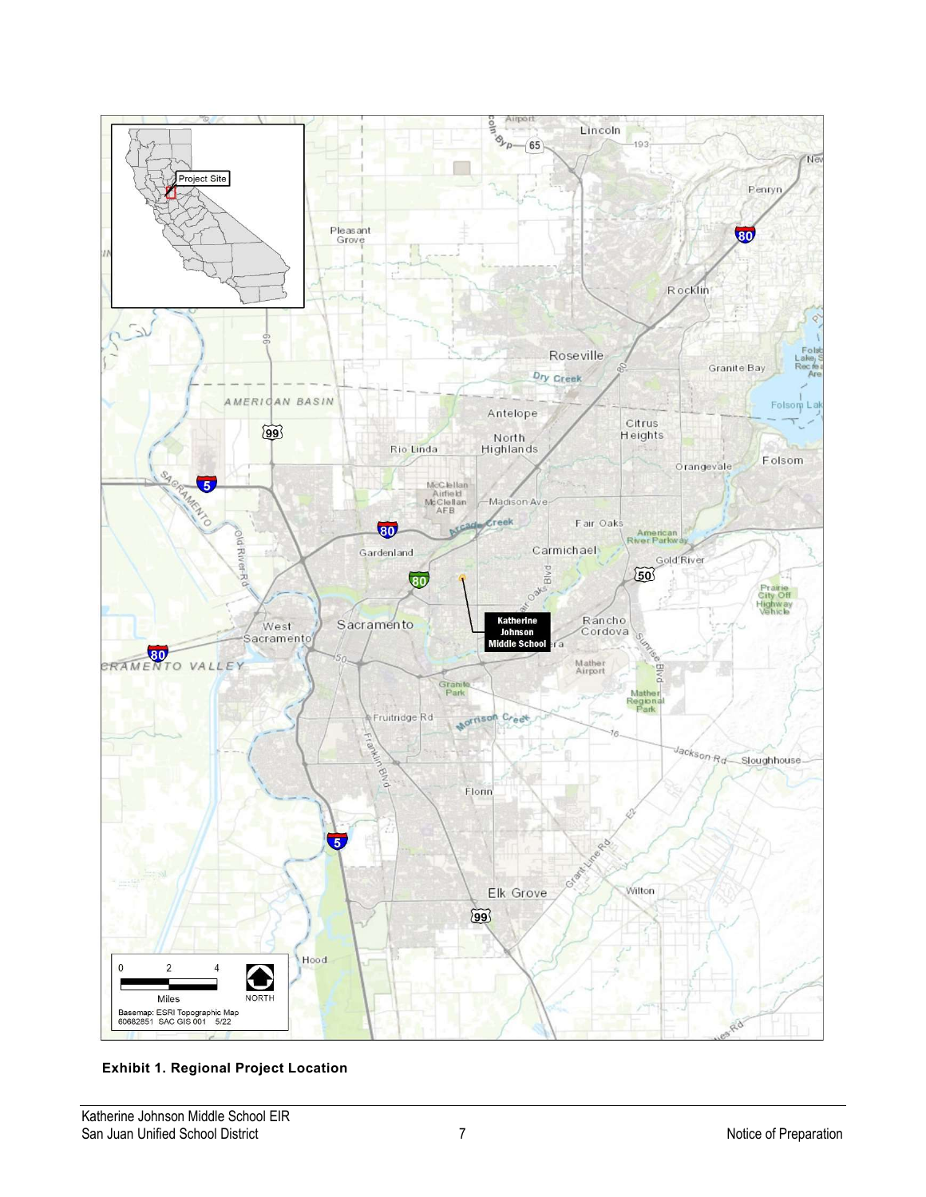**Exhibit 1. Regional Project Location**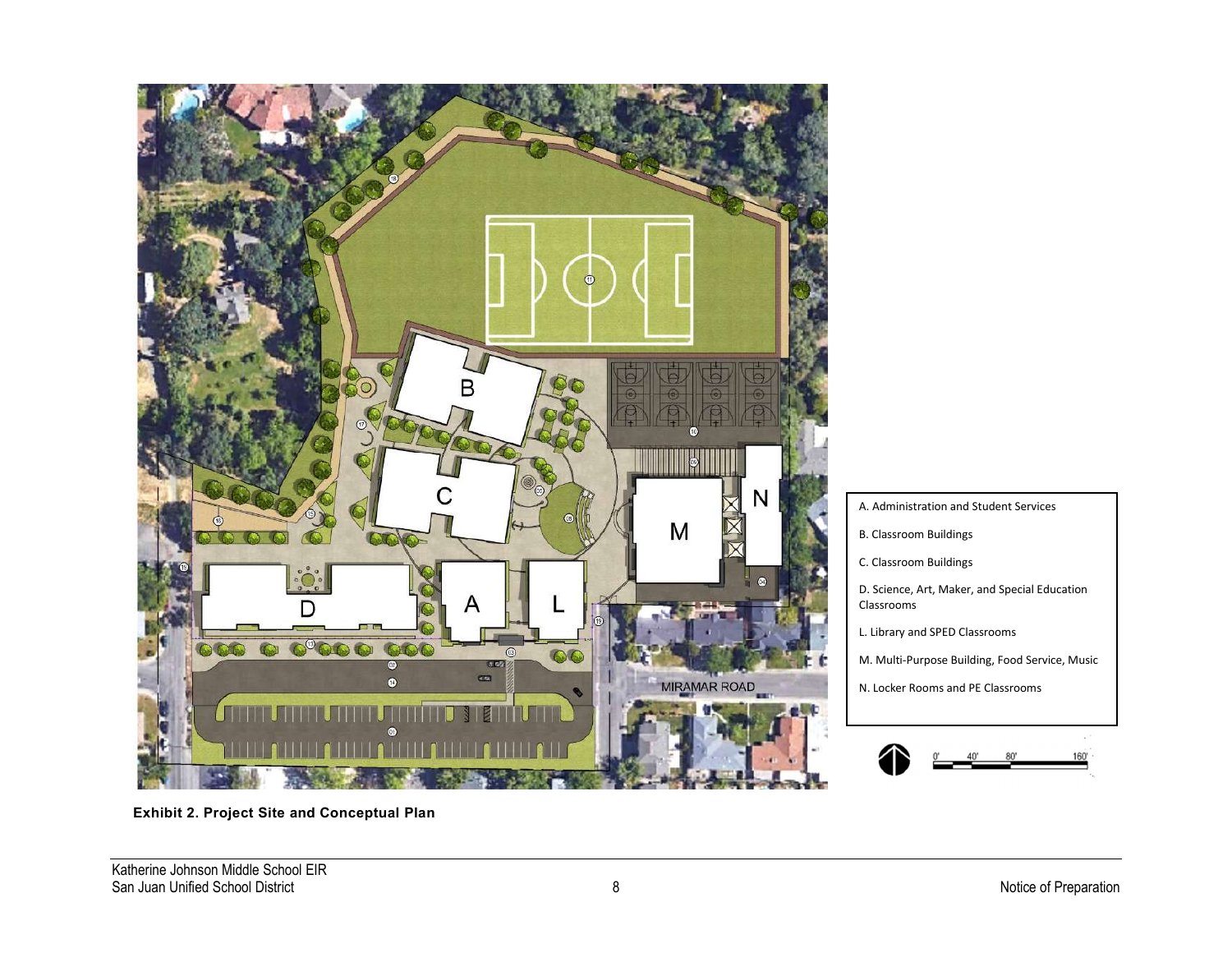A. Administration and Student Services

B. Classroom Buildings

C. Classroom Buildings

D. Science, Art, Maker, and Special Education Classrooms

L. Library and SPED Classrooms

M. Multi-Purpose Building, Food Service, Music

N. Locker Rooms and PE Classrooms

MIRAMAR ROAD

0' 40' 80' 160'

**Exhibit 2. Project Site and Conceptual Plan**